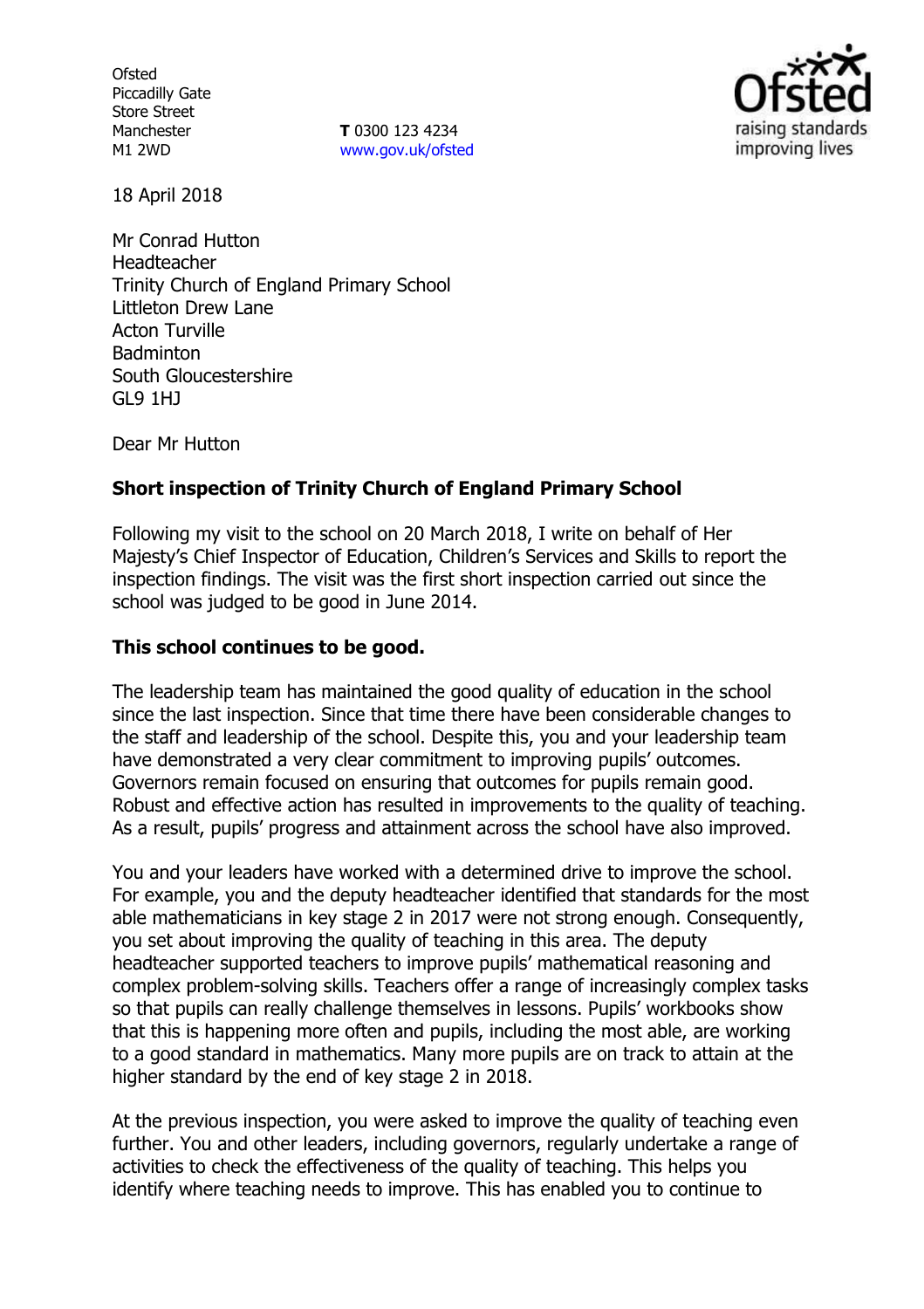Ofsted
Piccadilly Gate
Store Street
Manchester
M1 2WD

**T** 0300 123 4234
www.gov.uk/ofsted

18 April 2018

Mr Conrad Hutton
Headteacher
Trinity Church of England Primary School
Littleton Drew Lane
Acton Turville
Badminton
South Gloucestershire
GL9 1HJ

Dear Mr Hutton

**Short inspection of Trinity Church of England Primary School**

Following my visit to the school on 20 March 2018, I write on behalf of Her Majesty's Chief Inspector of Education, Children's Services and Skills to report the inspection findings. The visit was the first short inspection carried out since the school was judged to be good in June 2014.

**This school continues to be good.**

The leadership team has maintained the good quality of education in the school since the last inspection. Since that time there have been considerable changes to the staff and leadership of the school. Despite this, you and your leadership team have demonstrated a very clear commitment to improving pupils' outcomes. Governors remain focused on ensuring that outcomes for pupils remain good. Robust and effective action has resulted in improvements to the quality of teaching. As a result, pupils' progress and attainment across the school have also improved.

You and your leaders have worked with a determined drive to improve the school. For example, you and the deputy headteacher identified that standards for the most able mathematicians in key stage 2 in 2017 were not strong enough. Consequently, you set about improving the quality of teaching in this area. The deputy headteacher supported teachers to improve pupils' mathematical reasoning and complex problem-solving skills. Teachers offer a range of increasingly complex tasks so that pupils can really challenge themselves in lessons. Pupils' workbooks show that this is happening more often and pupils, including the most able, are working to a good standard in mathematics. Many more pupils are on track to attain at the higher standard by the end of key stage 2 in 2018.

At the previous inspection, you were asked to improve the quality of teaching even further. You and other leaders, including governors, regularly undertake a range of activities to check the effectiveness of the quality of teaching. This helps you identify where teaching needs to improve. This has enabled you to continue to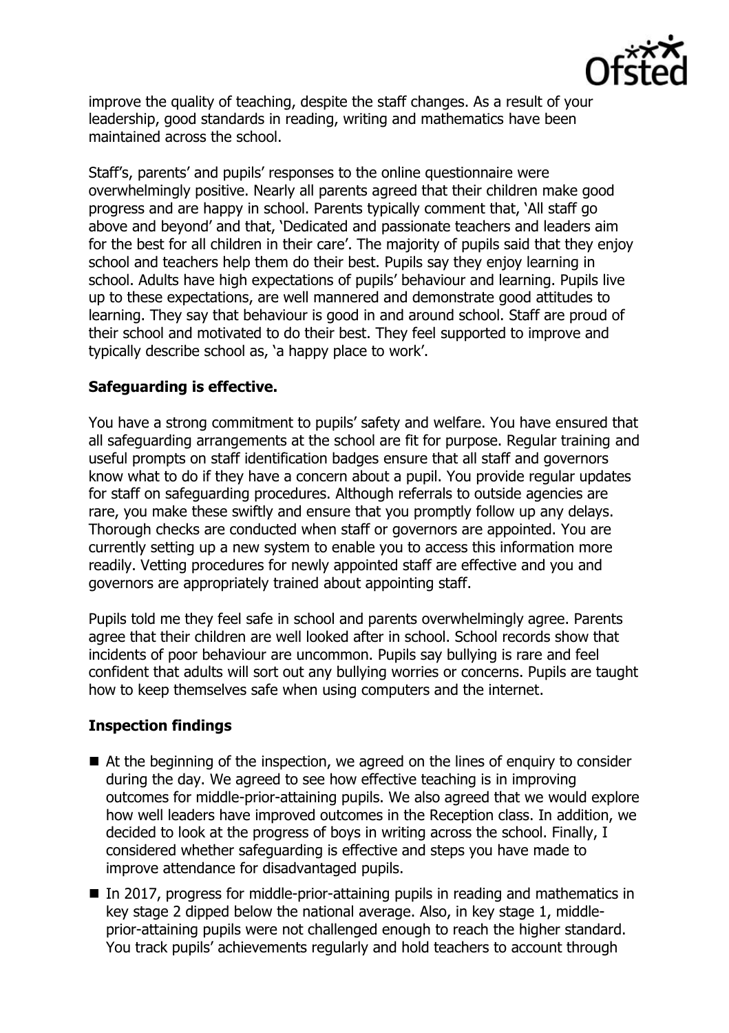improve the quality of teaching, despite the staff changes. As a result of your leadership, good standards in reading, writing and mathematics have been maintained across the school.

Staff's, parents' and pupils' responses to the online questionnaire were overwhelmingly positive. Nearly all parents agreed that their children make good progress and are happy in school. Parents typically comment that, 'All staff go above and beyond' and that, 'Dedicated and passionate teachers and leaders aim for the best for all children in their care'. The majority of pupils said that they enjoy school and teachers help them do their best. Pupils say they enjoy learning in school. Adults have high expectations of pupils' behaviour and learning. Pupils live up to these expectations, are well mannered and demonstrate good attitudes to learning. They say that behaviour is good in and around school. Staff are proud of their school and motivated to do their best. They feel supported to improve and typically describe school as, 'a happy place to work'.

## Safeguarding is effective.

You have a strong commitment to pupils' safety and welfare. You have ensured that all safeguarding arrangements at the school are fit for purpose. Regular training and useful prompts on staff identification badges ensure that all staff and governors know what to do if they have a concern about a pupil. You provide regular updates for staff on safeguarding procedures. Although referrals to outside agencies are rare, you make these swiftly and ensure that you promptly follow up any delays. Thorough checks are conducted when staff or governors are appointed. You are currently setting up a new system to enable you to access this information more readily. Vetting procedures for newly appointed staff are effective and you and governors are appropriately trained about appointing staff.

Pupils told me they feel safe in school and parents overwhelmingly agree. Parents agree that their children are well looked after in school. School records show that incidents of poor behaviour are uncommon. Pupils say bullying is rare and feel confident that adults will sort out any bullying worries or concerns. Pupils are taught how to keep themselves safe when using computers and the internet.

## Inspection findings

- At the beginning of the inspection, we agreed on the lines of enquiry to consider during the day. We agreed to see how effective teaching is in improving outcomes for middle-prior-attaining pupils. We also agreed that we would explore how well leaders have improved outcomes in the Reception class. In addition, we decided to look at the progress of boys in writing across the school. Finally, I considered whether safeguarding is effective and steps you have made to improve attendance for disadvantaged pupils.
- In 2017, progress for middle-prior-attaining pupils in reading and mathematics in key stage 2 dipped below the national average. Also, in key stage 1, middle-prior-attaining pupils were not challenged enough to reach the higher standard. You track pupils' achievements regularly and hold teachers to account through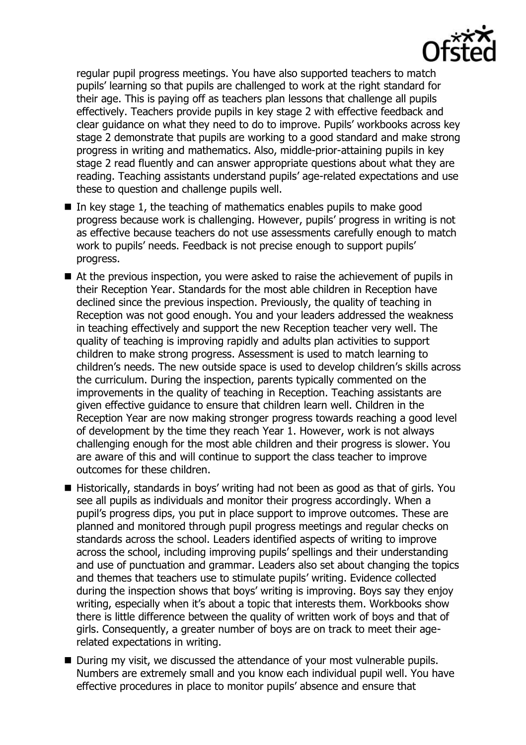regular pupil progress meetings. You have also supported teachers to match pupils' learning so that pupils are challenged to work at the right standard for their age. This is paying off as teachers plan lessons that challenge all pupils effectively. Teachers provide pupils in key stage 2 with effective feedback and clear guidance on what they need to do to improve. Pupils' workbooks across key stage 2 demonstrate that pupils are working to a good standard and make strong progress in writing and mathematics. Also, middle-prior-attaining pupils in key stage 2 read fluently and can answer appropriate questions about what they are reading. Teaching assistants understand pupils' age-related expectations and use these to question and challenge pupils well.

- In key stage 1, the teaching of mathematics enables pupils to make good progress because work is challenging. However, pupils' progress in writing is not as effective because teachers do not use assessments carefully enough to match work to pupils' needs. Feedback is not precise enough to support pupils' progress.
- At the previous inspection, you were asked to raise the achievement of pupils in their Reception Year. Standards for the most able children in Reception have declined since the previous inspection. Previously, the quality of teaching in Reception was not good enough. You and your leaders addressed the weakness in teaching effectively and support the new Reception teacher very well. The quality of teaching is improving rapidly and adults plan activities to support children to make strong progress. Assessment is used to match learning to children's needs. The new outside space is used to develop children's skills across the curriculum. During the inspection, parents typically commented on the improvements in the quality of teaching in Reception. Teaching assistants are given effective guidance to ensure that children learn well. Children in the Reception Year are now making stronger progress towards reaching a good level of development by the time they reach Year 1. However, work is not always challenging enough for the most able children and their progress is slower. You are aware of this and will continue to support the class teacher to improve outcomes for these children.
- Historically, standards in boys' writing had not been as good as that of girls. You see all pupils as individuals and monitor their progress accordingly. When a pupil's progress dips, you put in place support to improve outcomes. These are planned and monitored through pupil progress meetings and regular checks on standards across the school. Leaders identified aspects of writing to improve across the school, including improving pupils' spellings and their understanding and use of punctuation and grammar. Leaders also set about changing the topics and themes that teachers use to stimulate pupils' writing. Evidence collected during the inspection shows that boys' writing is improving. Boys say they enjoy writing, especially when it's about a topic that interests them. Workbooks show there is little difference between the quality of written work of boys and that of girls. Consequently, a greater number of boys are on track to meet their age-related expectations in writing.
- During my visit, we discussed the attendance of your most vulnerable pupils. Numbers are extremely small and you know each individual pupil well. You have effective procedures in place to monitor pupils' absence and ensure that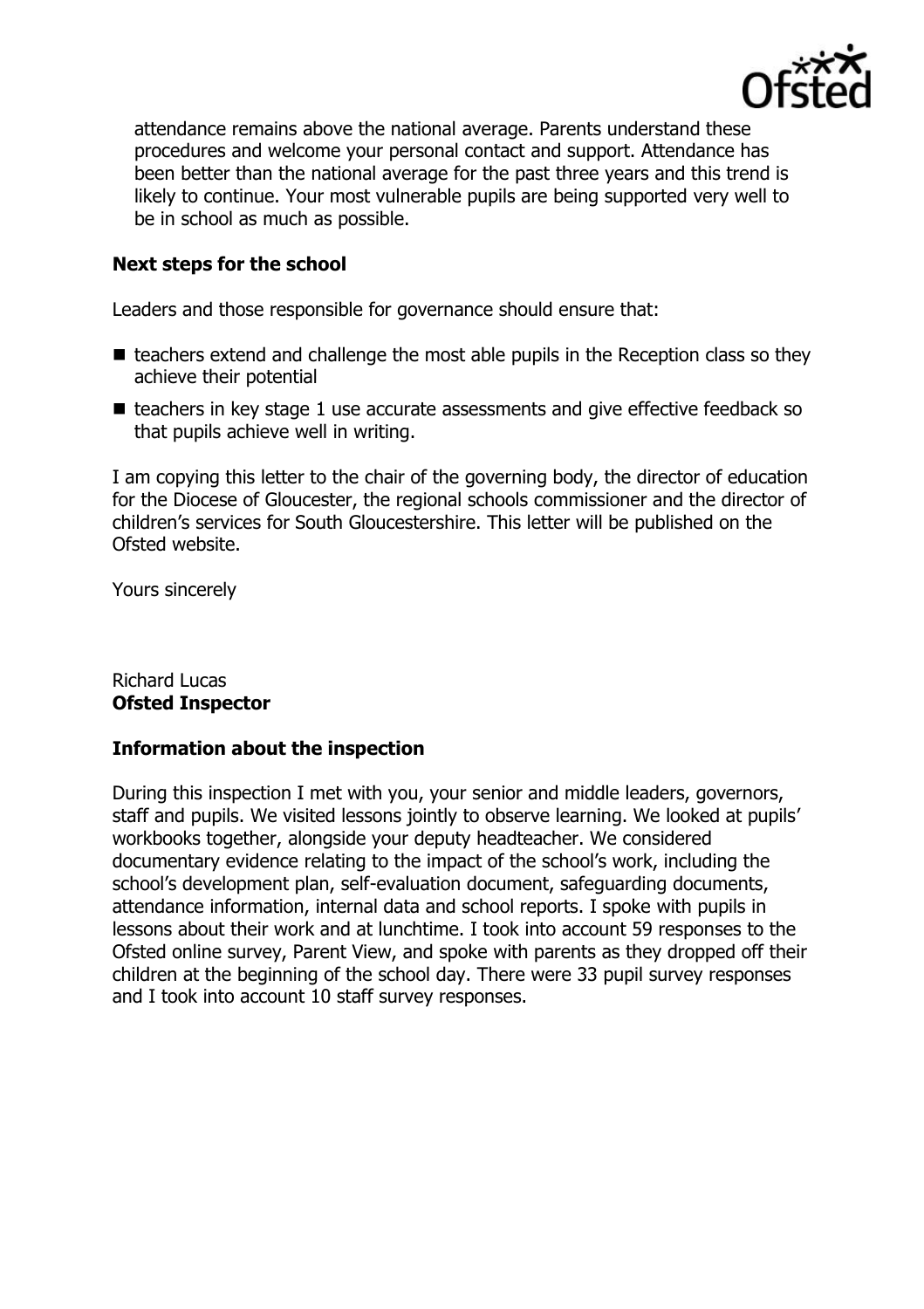attendance remains above the national average. Parents understand these procedures and welcome your personal contact and support. Attendance has been better than the national average for the past three years and this trend is likely to continue. Your most vulnerable pupils are being supported very well to be in school as much as possible.

## Next steps for the school

Leaders and those responsible for governance should ensure that:

- teachers extend and challenge the most able pupils in the Reception class so they achieve their potential
- teachers in key stage 1 use accurate assessments and give effective feedback so that pupils achieve well in writing.

I am copying this letter to the chair of the governing body, the director of education for the Diocese of Gloucester, the regional schools commissioner and the director of children's services for South Gloucestershire. This letter will be published on the Ofsted website.

Yours sincerely

Richard Lucas
**Ofsted Inspector**

## Information about the inspection

During this inspection I met with you, your senior and middle leaders, governors, staff and pupils. We visited lessons jointly to observe learning. We looked at pupils' workbooks together, alongside your deputy headteacher. We considered documentary evidence relating to the impact of the school's work, including the school's development plan, self-evaluation document, safeguarding documents, attendance information, internal data and school reports. I spoke with pupils in lessons about their work and at lunchtime. I took into account 59 responses to the Ofsted online survey, Parent View, and spoke with parents as they dropped off their children at the beginning of the school day. There were 33 pupil survey responses and I took into account 10 staff survey responses.